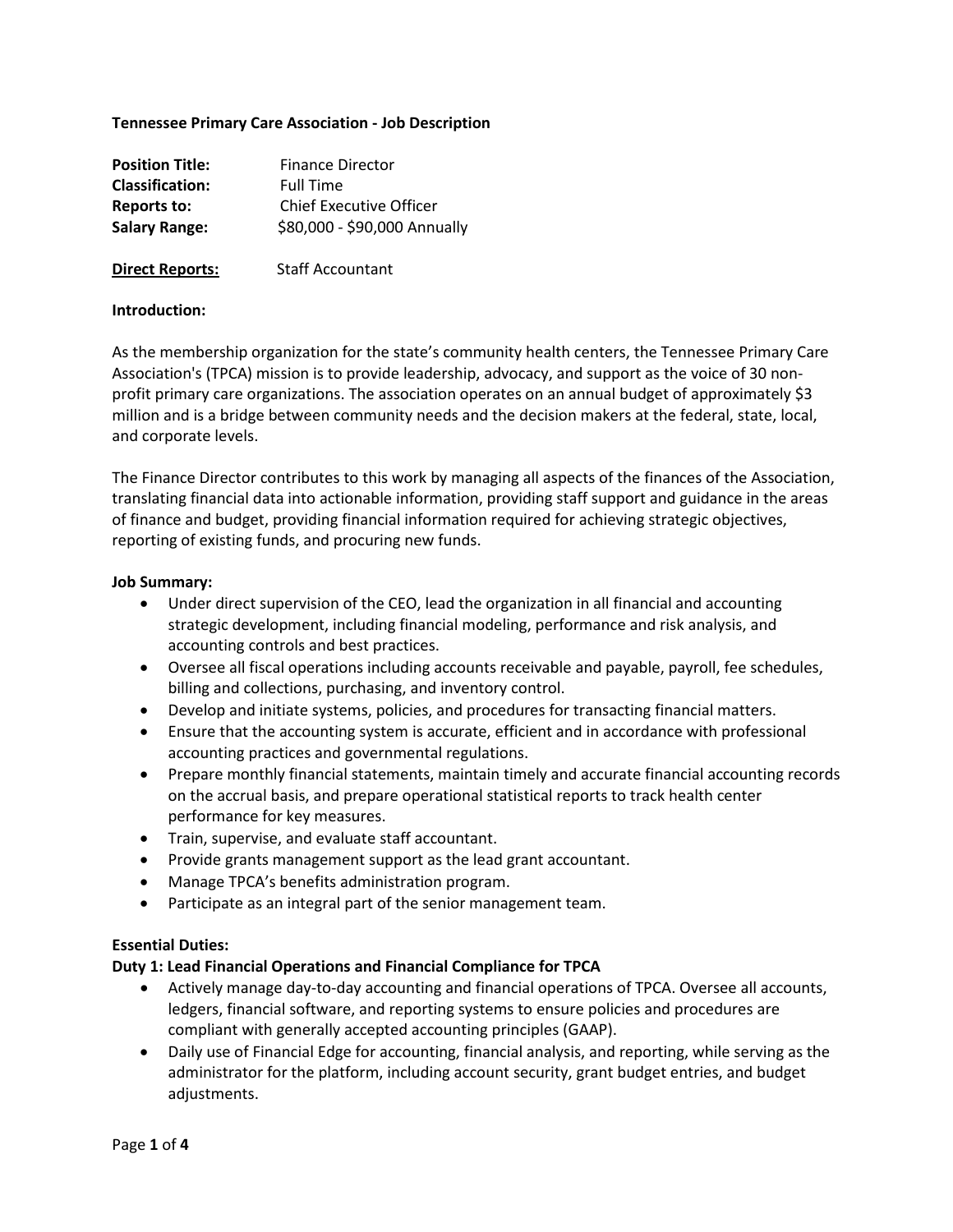**Tennessee Primary Care Association - Job Description**

**Position Title:** Finance Director
**Classification:** Full Time
**Reports to:** Chief Executive Officer
**Salary Range:** $80,000 - $90,000 Annually

**Direct Reports:** Staff Accountant

**Introduction:**

As the membership organization for the state's community health centers, the Tennessee Primary Care Association's (TPCA) mission is to provide leadership, advocacy, and support as the voice of 30 non-profit primary care organizations. The association operates on an annual budget of approximately $3 million and is a bridge between community needs and the decision makers at the federal, state, local, and corporate levels.

The Finance Director contributes to this work by managing all aspects of the finances of the Association, translating financial data into actionable information, providing staff support and guidance in the areas of finance and budget, providing financial information required for achieving strategic objectives, reporting of existing funds, and procuring new funds.

**Job Summary:**

- Under direct supervision of the CEO, lead the organization in all financial and accounting strategic development, including financial modeling, performance and risk analysis, and accounting controls and best practices.
- Oversee all fiscal operations including accounts receivable and payable, payroll, fee schedules, billing and collections, purchasing, and inventory control.
- Develop and initiate systems, policies, and procedures for transacting financial matters.
- Ensure that the accounting system is accurate, efficient and in accordance with professional accounting practices and governmental regulations.
- Prepare monthly financial statements, maintain timely and accurate financial accounting records on the accrual basis, and prepare operational statistical reports to track health center performance for key measures.
- Train, supervise, and evaluate staff accountant.
- Provide grants management support as the lead grant accountant.
- Manage TPCA's benefits administration program.
- Participate as an integral part of the senior management team.

**Essential Duties:**

**Duty 1: Lead Financial Operations and Financial Compliance for TPCA**

- Actively manage day-to-day accounting and financial operations of TPCA. Oversee all accounts, ledgers, financial software, and reporting systems to ensure policies and procedures are compliant with generally accepted accounting principles (GAAP).
- Daily use of Financial Edge for accounting, financial analysis, and reporting, while serving as the administrator for the platform, including account security, grant budget entries, and budget adjustments.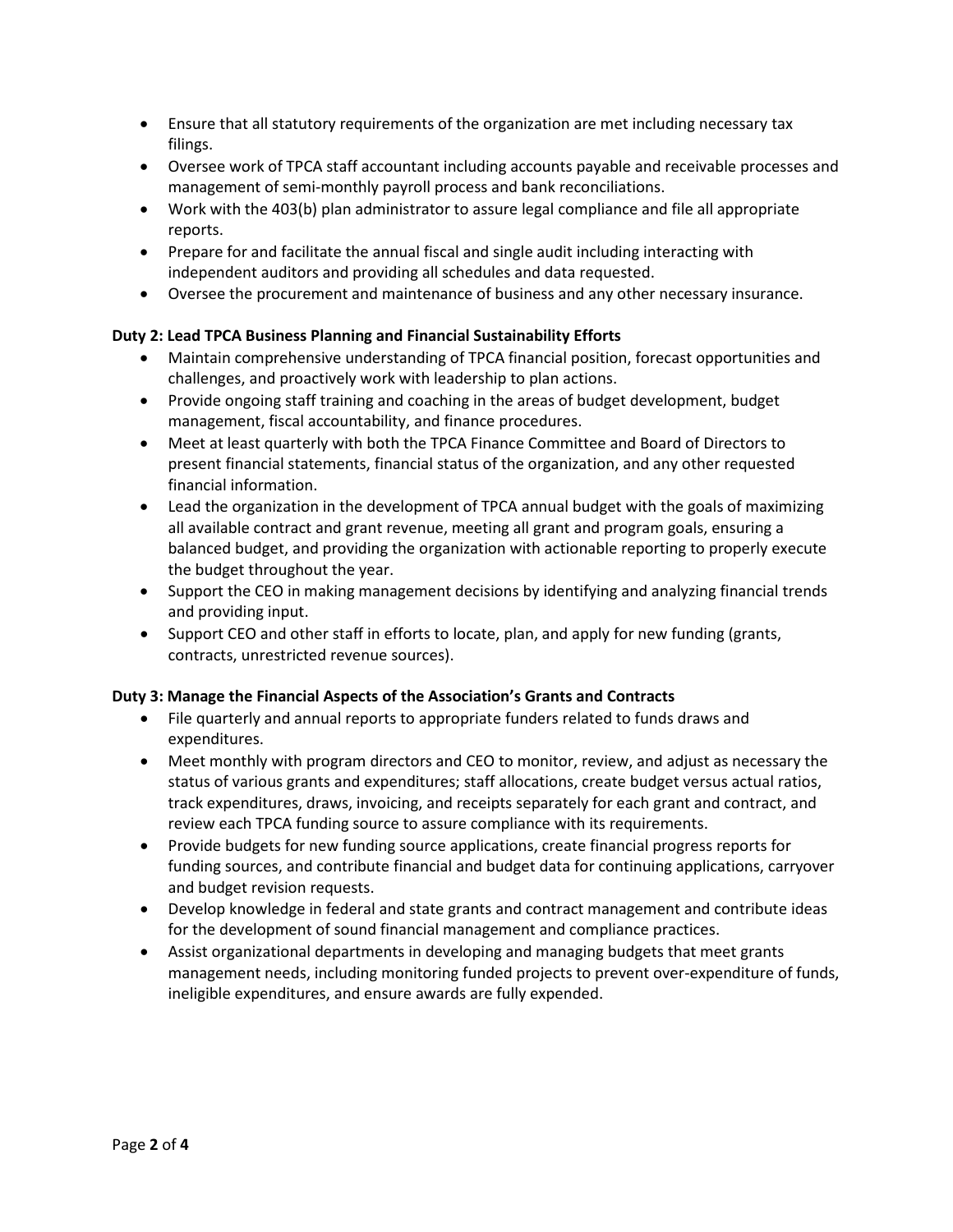- Ensure that all statutory requirements of the organization are met including necessary tax filings.
- Oversee work of TPCA staff accountant including accounts payable and receivable processes and management of semi-monthly payroll process and bank reconciliations.
- Work with the 403(b) plan administrator to assure legal compliance and file all appropriate reports.
- Prepare for and facilitate the annual fiscal and single audit including interacting with independent auditors and providing all schedules and data requested.
- Oversee the procurement and maintenance of business and any other necessary insurance.

**Duty 2: Lead TPCA Business Planning and Financial Sustainability Efforts**

- Maintain comprehensive understanding of TPCA financial position, forecast opportunities and challenges, and proactively work with leadership to plan actions.
- Provide ongoing staff training and coaching in the areas of budget development, budget management, fiscal accountability, and finance procedures.
- Meet at least quarterly with both the TPCA Finance Committee and Board of Directors to present financial statements, financial status of the organization, and any other requested financial information.
- Lead the organization in the development of TPCA annual budget with the goals of maximizing all available contract and grant revenue, meeting all grant and program goals, ensuring a balanced budget, and providing the organization with actionable reporting to properly execute the budget throughout the year.
- Support the CEO in making management decisions by identifying and analyzing financial trends and providing input.
- Support CEO and other staff in efforts to locate, plan, and apply for new funding (grants, contracts, unrestricted revenue sources).

**Duty 3: Manage the Financial Aspects of the Association's Grants and Contracts**

- File quarterly and annual reports to appropriate funders related to funds draws and expenditures.
- Meet monthly with program directors and CEO to monitor, review, and adjust as necessary the status of various grants and expenditures; staff allocations, create budget versus actual ratios, track expenditures, draws, invoicing, and receipts separately for each grant and contract, and review each TPCA funding source to assure compliance with its requirements.
- Provide budgets for new funding source applications, create financial progress reports for funding sources, and contribute financial and budget data for continuing applications, carryover and budget revision requests.
- Develop knowledge in federal and state grants and contract management and contribute ideas for the development of sound financial management and compliance practices.
- Assist organizational departments in developing and managing budgets that meet grants management needs, including monitoring funded projects to prevent over-expenditure of funds, ineligible expenditures, and ensure awards are fully expended.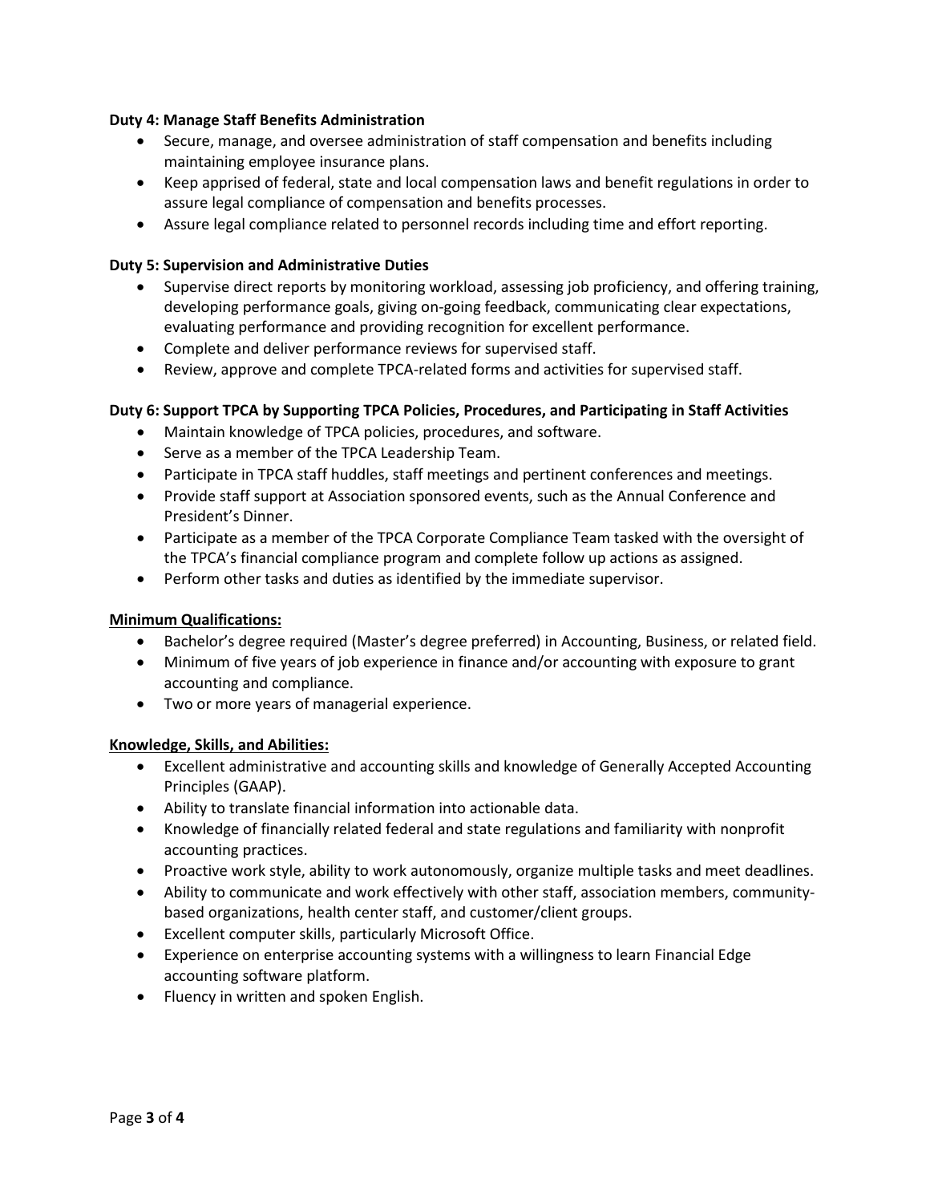**Duty 4: Manage Staff Benefits Administration**

- Secure, manage, and oversee administration of staff compensation and benefits including maintaining employee insurance plans.
- Keep apprised of federal, state and local compensation laws and benefit regulations in order to assure legal compliance of compensation and benefits processes.
- Assure legal compliance related to personnel records including time and effort reporting.

**Duty 5: Supervision and Administrative Duties**

- Supervise direct reports by monitoring workload, assessing job proficiency, and offering training, developing performance goals, giving on-going feedback, communicating clear expectations, evaluating performance and providing recognition for excellent performance.
- Complete and deliver performance reviews for supervised staff.
- Review, approve and complete TPCA-related forms and activities for supervised staff.

**Duty 6: Support TPCA by Supporting TPCA Policies, Procedures, and Participating in Staff Activities**

- Maintain knowledge of TPCA policies, procedures, and software.
- Serve as a member of the TPCA Leadership Team.
- Participate in TPCA staff huddles, staff meetings and pertinent conferences and meetings.
- Provide staff support at Association sponsored events, such as the Annual Conference and President's Dinner.
- Participate as a member of the TPCA Corporate Compliance Team tasked with the oversight of the TPCA's financial compliance program and complete follow up actions as assigned.
- Perform other tasks and duties as identified by the immediate supervisor.

**Minimum Qualifications:**

- Bachelor's degree required (Master's degree preferred) in Accounting, Business, or related field.
- Minimum of five years of job experience in finance and/or accounting with exposure to grant accounting and compliance.
- Two or more years of managerial experience.

**Knowledge, Skills, and Abilities:**

- Excellent administrative and accounting skills and knowledge of Generally Accepted Accounting Principles (GAAP).
- Ability to translate financial information into actionable data.
- Knowledge of financially related federal and state regulations and familiarity with nonprofit accounting practices.
- Proactive work style, ability to work autonomously, organize multiple tasks and meet deadlines.
- Ability to communicate and work effectively with other staff, association members, community-based organizations, health center staff, and customer/client groups.
- Excellent computer skills, particularly Microsoft Office.
- Experience on enterprise accounting systems with a willingness to learn Financial Edge accounting software platform.
- Fluency in written and spoken English.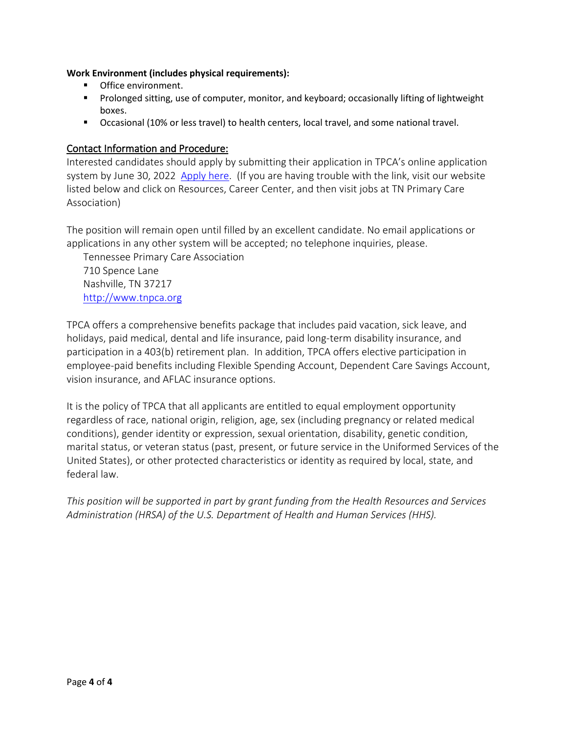**Work Environment (includes physical requirements):**

- Office environment.
- Prolonged sitting, use of computer, monitor, and keyboard; occasionally lifting of lightweight boxes.
- Occasional (10% or less travel) to health centers, local travel, and some national travel.

## Contact Information and Procedure:

Interested candidates should apply by submitting their application in TPCA's online application system by June 30, 2022 Apply here. (If you are having trouble with the link, visit our website listed below and click on Resources, Career Center, and then visit jobs at TN Primary Care Association)

The position will remain open until filled by an excellent candidate. No email applications or applications in any other system will be accepted; no telephone inquiries, please.

Tennessee Primary Care Association
710 Spence Lane
Nashville, TN 37217
http://www.tnpca.org

TPCA offers a comprehensive benefits package that includes paid vacation, sick leave, and holidays, paid medical, dental and life insurance, paid long-term disability insurance, and participation in a 403(b) retirement plan. In addition, TPCA offers elective participation in employee-paid benefits including Flexible Spending Account, Dependent Care Savings Account, vision insurance, and AFLAC insurance options.

It is the policy of TPCA that all applicants are entitled to equal employment opportunity regardless of race, national origin, religion, age, sex (including pregnancy or related medical conditions), gender identity or expression, sexual orientation, disability, genetic condition, marital status, or veteran status (past, present, or future service in the Uniformed Services of the United States), or other protected characteristics or identity as required by local, state, and federal law.

*This position will be supported in part by grant funding from the Health Resources and Services Administration (HRSA) of the U.S. Department of Health and Human Services (HHS).*